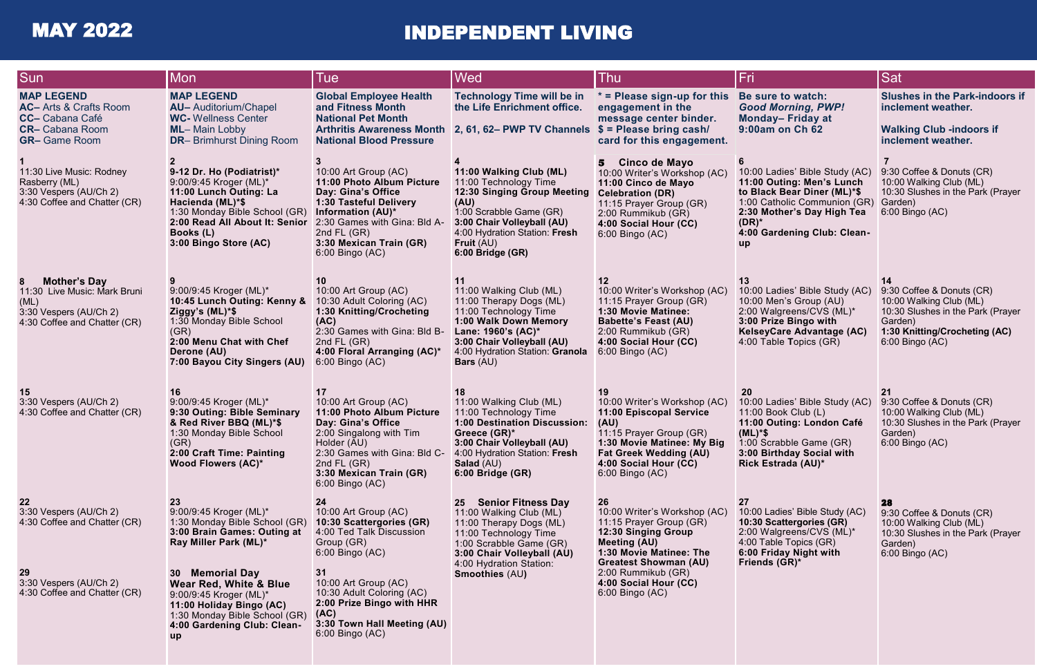# MAY 2022

# INDEPENDENT LIVING

| Sun | Mon | Tue | Wed | Thu | Fri | Sat |
|---|---|---|---|---|---|---|
| **MAP LEGEND**<br>**AC–** Arts & Crafts Room<br>**CC–** Cabana Café<br>**CR–** Cabana Room<br>**GR–** Game Room | **MAP LEGEND**<br>**AU–** Auditorium/Chapel<br>**WC-** Wellness Center<br>**ML–** Main Lobby<br>**DR–** Brimhurst Dining Room | **Global Employee Health and Fitness Month**<br>**National Pet Month**<br>**Arthritis Awareness Month**<br>**National Blood Pressure** | **Technology Time will be in the Life Enrichment office.**<br><br>**2, 61, 62– PWP TV Channels** | **\* = Please sign-up for this engagement in the message center binder.**<br>**$ = Please bring cash/ card for this engagement.** | **Be sure to watch:**<br>***Good Morning, PWP!***<br>**Monday– Friday at 9:00am on Ch 62** | **Slushes in the Park-indoors if inclement weather.**<br><br>**Walking Club -indoors if inclement weather.** |
| **1**<br>11:30 Live Music: Rodney Rasberry (ML)<br>3:30 Vespers (AU/Ch 2)<br>4:30 Coffee and Chatter (CR) | **2**<br>**9-12 Dr. Ho (Podiatrist)\***<br>9:00/9:45 Kroger (ML)\*<br>**11:00 Lunch Outing: La Hacienda (ML)\*$**<br>1:30 Monday Bible School (GR)<br>**2:00 Read All About It: Senior Books (L)**<br>**3:00 Bingo Store (AC)** | **3**<br>10:00 Art Group (AC)<br>**11:00 Photo Album Picture Day: Gina's Office**<br>**1:30 Tasteful Delivery Information (AU)\***<br>2:30 Games with Gina: Bld A- 2nd FL (GR)<br>**3:30 Mexican Train (GR)**<br>6:00 Bingo (AC) | **4**<br>**11:00 Walking Club (ML)**<br>11:00 Technology Time<br>**12:30 Singing Group Meeting (AU)**<br>1:00 Scrabble Game (GR)<br>**3:00 Chair Volleyball (AU)**<br>4:00 Hydration Station: **Fresh Fruit** (AU)<br>**6:00 Bridge (GR)** | **5 Cinco de Mayo**<br>10:00 Writer's Workshop (AC)<br>**11:00 Cinco de Mayo Celebration (DR)**<br>11:15 Prayer Group (GR)<br>2:00 Rummikub (GR)<br>**4:00 Social Hour (CC)**<br>6:00 Bingo (AC) | **6**<br>10:00 Ladies' Bible Study (AC)<br>**11:00 Outing: Men's Lunch to Black Bear Diner (ML)\*$**<br>1:00 Catholic Communion (GR)<br>**2:30 Mother's Day High Tea (DR)\***<br>**4:00 Gardening Club: Clean-up** | **7**<br>9:30 Coffee & Donuts (CR)<br>10:00 Walking Club (ML)<br>10:30 Slushes in the Park (Prayer Garden)<br>6:00 Bingo (AC) |
| **8 Mother's Day**<br>11:30 Live Music: Mark Bruni (ML)<br>3:30 Vespers (AU/Ch 2)<br>4:30 Coffee and Chatter (CR) | **9**<br>9:00/9:45 Kroger (ML)\*<br>**10:45 Lunch Outing: Kenny & Ziggy's (ML)\*$**<br>1:30 Monday Bible School (GR)<br>**2:00 Menu Chat with Chef Derone (AU)**<br>**7:00 Bayou City Singers (AU)** | **10**<br>10:00 Art Group (AC)<br>10:30 Adult Coloring (AC)<br>**1:30 Knitting/Crocheting (AC)**<br>2:30 Games with Gina: Bld B- 2nd FL (GR)<br>**4:00 Floral Arranging (AC)\***<br>6:00 Bingo (AC) | **11**<br>11:00 Walking Club (ML)<br>11:00 Therapy Dogs (ML)<br>11:00 Technology Time<br>**1:00 Walk Down Memory Lane: 1960's (AC)\***<br>**3:00 Chair Volleyball (AU)**<br>4:00 Hydration Station: **Granola Bars** (AU) | **12**<br>10:00 Writer's Workshop (AC)<br>11:15 Prayer Group (GR)<br>**1:30 Movie Matinee: Babette's Feast (AU)**<br>2:00 Rummikub (GR)<br>**4:00 Social Hour (CC)**<br>6:00 Bingo (AC) | **13**<br>10:00 Ladies' Bible Study (AC)<br>10:00 Men's Group (AU)<br>2:00 Walgreens/CVS (ML)\*<br>**3:00 Prize Bingo with KelseyCare Advantage (AC)**<br>4:00 Table Topics (GR) | **14**<br>9:30 Coffee & Donuts (CR)<br>10:00 Walking Club (ML)<br>10:30 Slushes in the Park (Prayer Garden)<br>**1:30 Knitting/Crocheting (AC)**<br>6:00 Bingo (AC) |
| **15**<br>3:30 Vespers (AU/Ch 2)<br>4:30 Coffee and Chatter (CR) | **16**<br>9:00/9:45 Kroger (ML)\*<br>**9:30 Outing: Bible Seminary & Red River BBQ (ML)\*$**<br>1:30 Monday Bible School (GR)<br>**2:00 Craft Time: Painting Wood Flowers (AC)\*** | **17**<br>10:00 Art Group (AC)<br>**11:00 Photo Album Picture Day: Gina's Office**<br>2:00 Singalong with Tim Holder (AU)<br>2:30 Games with Gina: Bld C- 2nd FL (GR)<br>**3:30 Mexican Train (GR)**<br>6:00 Bingo (AC) | **18**<br>11:00 Walking Club (ML)<br>11:00 Technology Time<br>**1:00 Destination Discussion: Greece (GR)\***<br>**3:00 Chair Volleyball (AU)**<br>4:00 Hydration Station: **Fresh Salad** (AU)<br>**6:00 Bridge (GR)** | **19**<br>10:00 Writer's Workshop (AC)<br>**11:00 Episcopal Service (AU)**<br>11:15 Prayer Group (GR)<br>**1:30 Movie Matinee: My Big Fat Greek Wedding (AU)**<br>**4:00 Social Hour (CC)**<br>6:00 Bingo (AC) | **20**<br>10:00 Ladies' Bible Study (AC)<br>11:00 Book Club (L)<br>**11:00 Outing: London Café (ML)\*$**<br>1:00 Scrabble Game (GR)<br>**3:00 Birthday Social with Rick Estrada (AU)\*** | **21**<br>9:30 Coffee & Donuts (CR)<br>10:00 Walking Club (ML)<br>10:30 Slushes in the Park (Prayer Garden)<br>6:00 Bingo (AC) |
| **22**<br>3:30 Vespers (AU/Ch 2)<br>4:30 Coffee and Chatter (CR)<br><br>**29**<br>3:30 Vespers (AU/Ch 2)<br>4:30 Coffee and Chatter (CR) | **23**<br>9:00/9:45 Kroger (ML)\*<br>1:30 Monday Bible School (GR)<br>**3:00 Brain Games: Outing at Ray Miller Park (ML)\***<br><br>**30 Memorial Day**<br>**Wear Red, White & Blue**<br>9:00/9:45 Kroger (ML)\*<br>**11:00 Holiday Bingo (AC)**<br>1:30 Monday Bible School (GR)<br>**4:00 Gardening Club: Clean-up** | **24**<br>10:00 Art Group (AC)<br>**10:30 Scattergories (GR)**<br>4:00 Ted Talk Discussion Group (GR)<br>6:00 Bingo (AC)<br><br>**31**<br>10:00 Art Group (AC)<br>10:30 Adult Coloring (AC)<br>**2:00 Prize Bingo with HHR (AC)**<br>**3:30 Town Hall Meeting (AU)**<br>6:00 Bingo (AC) | **25 Senior Fitness Day**<br>11:00 Walking Club (ML)<br>11:00 Therapy Dogs (ML)<br>11:00 Technology Time<br>1:00 Scrabble Game (GR)<br>**3:00 Chair Volleyball (AU)**<br>4:00 Hydration Station: **Smoothies** (AU) | **26**<br>10:00 Writer's Workshop (AC)<br>11:15 Prayer Group (GR)<br>**12:30 Singing Group Meeting (AU)**<br>**1:30 Movie Matinee: The Greatest Showman (AU)**<br>2:00 Rummikub (GR)<br>**4:00 Social Hour (CC)**<br>6:00 Bingo (AC) | **27**<br>10:00 Ladies' Bible Study (AC)<br>**10:30 Scattergories (GR)**<br>2:00 Walgreens/CVS (ML)\*<br>4:00 Table Topics (GR)<br>**6:00 Friday Night with Friends (GR)\*** | **28**<br>9:30 Coffee & Donuts (CR)<br>10:00 Walking Club (ML)<br>10:30 Slushes in the Park (Prayer Garden)<br>6:00 Bingo (AC) |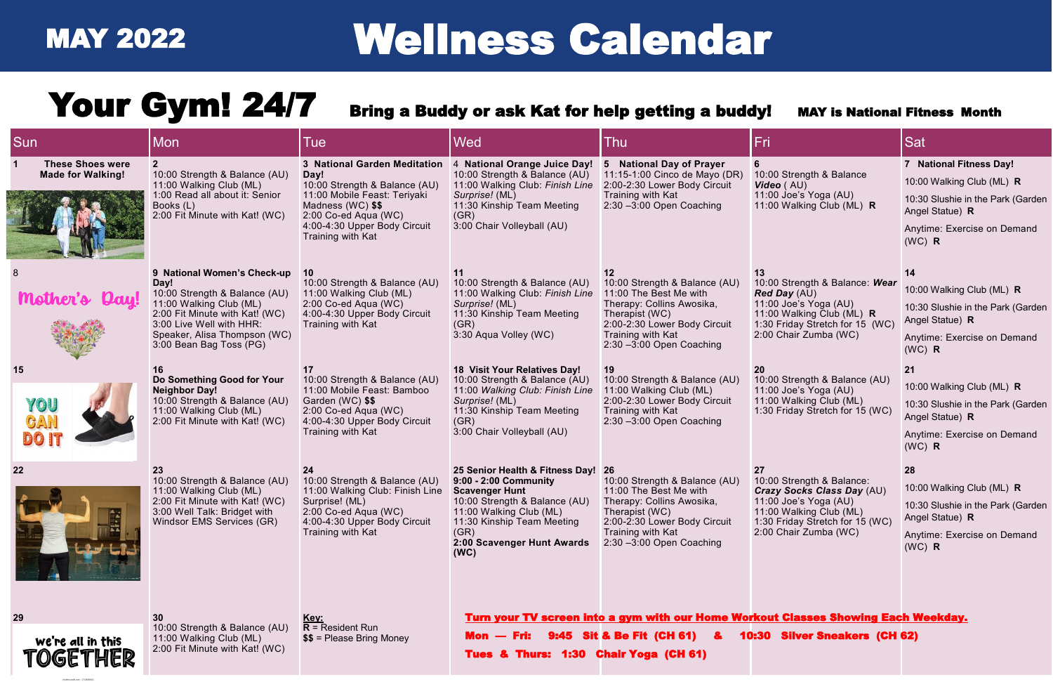# MAY 2022 Wellness Calendar

## Your Gym! 24/7

**Bring a Buddy or ask Kat for help getting a buddy!** **MAY is National Fitness Month**

| Sun | Mon | Tue | Wed | Thu | Fri | Sat |
|---|---|---|---|---|---|---|
| **1 These Shoes were Made for Walking!** | **2**<br>10:00 Strength & Balance (AU)<br>11:00 Walking Club (ML)<br>1:00 Read all about it: Senior Books (L)<br>2:00 Fit Minute with Kat! (WC) | **3 National Garden Meditation Day!**<br>10:00 Strength & Balance (AU)<br>11:00 Mobile Feast: Teriyaki Madness (WC) **$$**<br>2:00 Co-ed Aqua (WC)<br>4:00-4:30 Upper Body Circuit Training with Kat | **4 National Orange Juice Day!**<br>10:00 Strength & Balance (AU)<br>11:00 Walking Club: *Finish Line Surprise!* (ML)<br>11:30 Kinship Team Meeting (GR)<br>3:00 Chair Volleyball (AU) | **5 National Day of Prayer**<br>11:15-1:00 Cinco de Mayo (DR)<br>2:00-2:30 Lower Body Circuit Training with Kat<br>2:30 –3:00 Open Coaching | **6**<br>10:00 Strength & Balance ***Video*** ( AU)<br>11:00 Joe's Yoga (AU)<br>11:00 Walking Club (ML) **R** | **7 National Fitness Day!**<br>10:00 Walking Club (ML) **R**<br>10:30 Slushie in the Park (Garden Angel Statue) **R**<br>Anytime: Exercise on Demand (WC) **R** |
| **8**<br>Mother's Day! | **9 National Women's Check-up Day!**<br>10:00 Strength & Balance (AU)<br>11:00 Walking Club (ML)<br>2:00 Fit Minute with Kat! (WC)<br>3:00 Live Well with HHR: Speaker, Alisa Thompson (WC)<br>3:00 Bean Bag Toss (PG) | **10**<br>10:00 Strength & Balance (AU)<br>11:00 Walking Club (ML)<br>2:00 Co-ed Aqua (WC)<br>4:00-4:30 Upper Body Circuit Training with Kat | **11**<br>10:00 Strength & Balance (AU)<br>11:00 Walking Club: *Finish Line Surprise!* (ML)<br>11:30 Kinship Team Meeting (GR)<br>3:30 Aqua Volley (WC) | **12**<br>10:00 Strength & Balance (AU)<br>11:00 The Best Me with Therapy: Collins Awosika, Therapist (WC)<br>2:00-2:30 Lower Body Circuit Training with Kat<br>2:30 –3:00 Open Coaching | **13**<br>10:00 Strength & Balance: ***Wear Red Day*** (AU)<br>11:00 Joe's Yoga (AU)<br>11:00 Walking Club (ML) **R**<br>1:30 Friday Stretch for 15 (WC)<br>2:00 Chair Zumba (WC) | **14**<br>10:00 Walking Club (ML) **R**<br>10:30 Slushie in the Park (Garden Angel Statue) **R**<br>Anytime: Exercise on Demand (WC) **R** |
| **15** | **16**<br>**Do Something Good for Your Neighbor Day!**<br>10:00 Strength & Balance (AU)<br>11:00 Walking Club (ML)<br>2:00 Fit Minute with Kat! (WC) | **17**<br>10:00 Strength & Balance (AU)<br>11:00 Mobile Feast: Bamboo Garden (WC) **$$**<br>2:00 Co-ed Aqua (WC)<br>4:00-4:30 Upper Body Circuit Training with Kat | **18 Visit Your Relatives Day!**<br>10:00 Strength & Balance (AU)<br>11:00 *Walking Club: Finish Line Surprise!* (ML)<br>11:30 Kinship Team Meeting (GR)<br>3:00 Chair Volleyball (AU) | **19**<br>10:00 Strength & Balance (AU)<br>11:00 Walking Club (ML)<br>2:00-2:30 Lower Body Circuit Training with Kat<br>2:30 –3:00 Open Coaching | **20**<br>10:00 Strength & Balance (AU)<br>11:00 Joe's Yoga (AU)<br>11:00 Walking Club (ML)<br>1:30 Friday Stretch for 15 (WC) | **21**<br>10:00 Walking Club (ML) **R**<br>10:30 Slushie in the Park (Garden Angel Statue) **R**<br>Anytime: Exercise on Demand (WC) **R** |
| **22** | **23**<br>10:00 Strength & Balance (AU)<br>11:00 Walking Club (ML)<br>2:00 Fit Minute with Kat! (WC)<br>3:00 Well Talk: Bridget with Windsor EMS Services (GR) | **24**<br>10:00 Strength & Balance (AU)<br>11:00 Walking Club: Finish Line Surprise! (ML)<br>2:00 Co-ed Aqua (WC)<br>4:00-4:30 Upper Body Circuit Training with Kat | **25 Senior Health & Fitness Day!**<br>**9:00 - 2:00 Community Scavenger Hunt**<br>10:00 Strength & Balance (AU)<br>11:00 Walking Club (ML)<br>11:30 Kinship Team Meeting (GR)<br>**2:00 Scavenger Hunt Awards (WC)** | **26**<br>10:00 Strength & Balance (AU)<br>11:00 The Best Me with Therapy: Collins Awosika, Therapist (WC)<br>2:00-2:30 Lower Body Circuit Training with Kat<br>2:30 –3:00 Open Coaching | **27**<br>10:00 Strength & Balance: ***Crazy Socks Class Day*** (AU)<br>11:00 Joe's Yoga (AU)<br>11:00 Walking Club (ML)<br>1:30 Friday Stretch for 15 (WC)<br>2:00 Chair Zumba (WC) | **28**<br>10:00 Walking Club (ML) **R**<br>10:30 Slushie in the Park (Garden Angel Statue) **R**<br>Anytime: Exercise on Demand (WC) **R** |
| **29**<br>we're all in this TOGETHER | **30**<br>10:00 Strength & Balance (AU)<br>11:00 Walking Club (ML)<br>2:00 Fit Minute with Kat! (WC) | **Key:**<br>**R** = Resident Run<br>**$$** = Please Bring Money | | | | |

**Turn your TV screen into a gym with our Home Workout Classes Showing Each Weekday.**

**Mon — Fri: 9:45 Sit & Be Fit (CH 61) & 10:30 Silver Sneakers (CH 62)**

**Tues & Thurs: 1:30 Chair Yoga (CH 61)**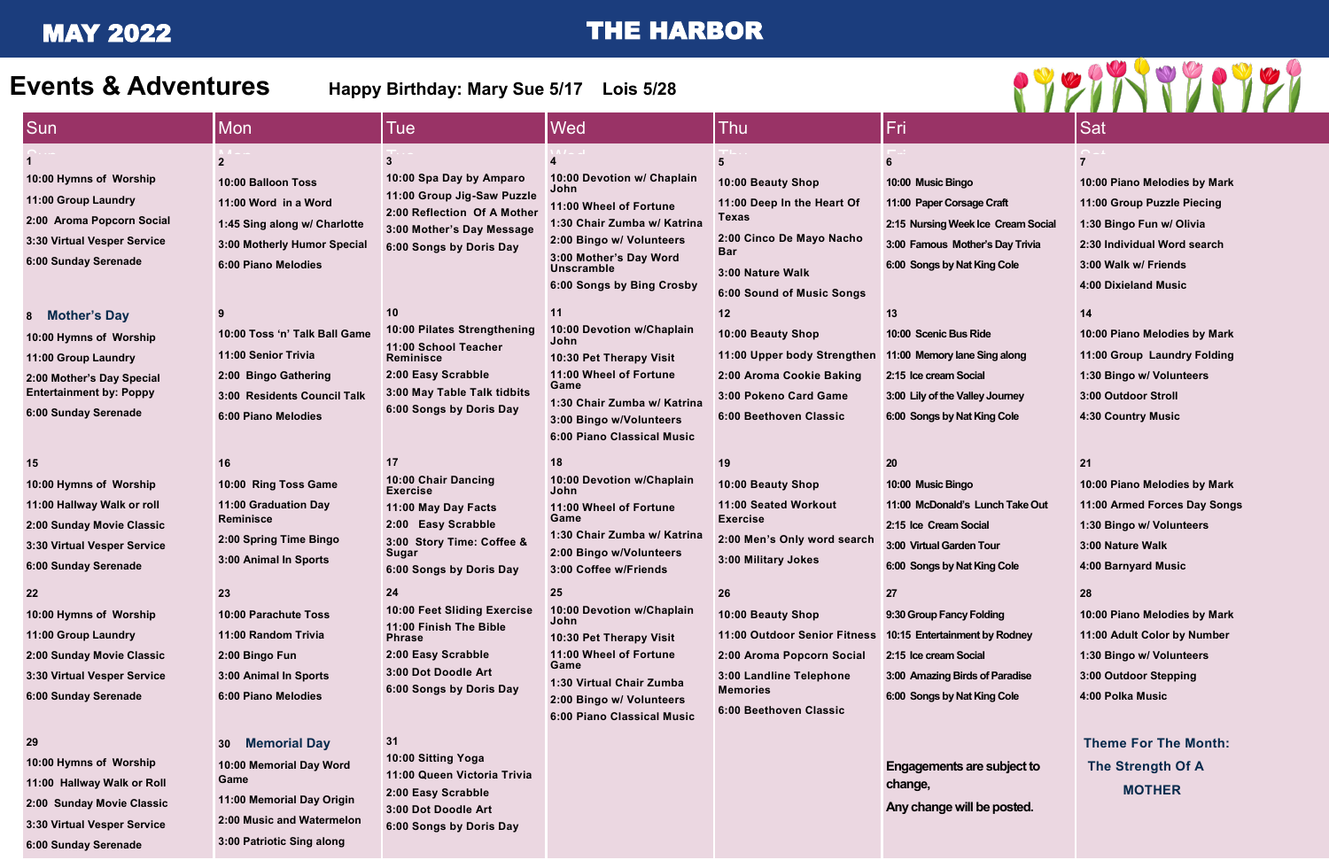# MAY 2022 — THE HARBOR

## Events & Adventures

**Happy Birthday: Mary Sue 5/17 Lois 5/28**

| Sun | Mon | Tue | Wed | Thu | Fri | Sat |
|---|---|---|---|---|---|---|
| 1<br>10:00 Hymns of Worship<br>11:00 Group Laundry<br>2:00 Aroma Popcorn Social<br>3:30 Virtual Vesper Service<br>6:00 Sunday Serenade | 2<br>10:00 Balloon Toss<br>11:00 Word in a Word<br>1:45 Sing along w/ Charlotte<br>3:00 Motherly Humor Special<br>6:00 Piano Melodies | 3<br>10:00 Spa Day by Amparo<br>11:00 Group Jig-Saw Puzzle<br>2:00 Reflection Of A Mother<br>3:00 Mother's Day Message<br>6:00 Songs by Doris Day | 4<br>10:00 Devotion w/ Chaplain John<br>11:00 Wheel of Fortune<br>1:30 Chair Zumba w/ Katrina<br>2:00 Bingo w/ Volunteers<br>3:00 Mother's Day Word Unscramble<br>6:00 Songs by Bing Crosby | 5<br>10:00 Beauty Shop<br>11:00 Deep In the Heart Of Texas<br>2:00 Cinco De Mayo Nacho Bar<br>3:00 Nature Walk<br>6:00 Sound of Music Songs | 6<br>10:00 Music Bingo<br>11:00 Paper Corsage Craft<br>2:15 Nursing Week Ice Cream Social<br>3:00 Famous Mother's Day Trivia<br>6:00 Songs by Nat King Cole | 7<br>10:00 Piano Melodies by Mark<br>11:00 Group Puzzle Piecing<br>1:30 Bingo Fun w/ Olivia<br>2:30 Individual Word search<br>3:00 Walk w/ Friends<br>4:00 Dixieland Music |
| 8 **Mother's Day**<br>10:00 Hymns of Worship<br>11:00 Group Laundry<br>2:00 Mother's Day Special Entertainment by: Poppy<br>6:00 Sunday Serenade | 9<br>10:00 Toss 'n' Talk Ball Game<br>11:00 Senior Trivia<br>2:00 Bingo Gathering<br>3:00 Residents Council Talk<br>6:00 Piano Melodies | 10<br>10:00 Pilates Strengthening<br>11:00 School Teacher Reminisce<br>2:00 Easy Scrabble<br>3:00 May Table Talk tidbits<br>6:00 Songs by Doris Day | 11<br>10:00 Devotion w/Chaplain John<br>10:30 Pet Therapy Visit<br>11:00 Wheel of Fortune Game<br>1:30 Chair Zumba w/ Katrina<br>3:00 Bingo w/Volunteers<br>6:00 Piano Classical Music | 12<br>10:00 Beauty Shop<br>11:00 Upper body Strengthen<br>2:00 Aroma Cookie Baking<br>3:00 Pokeno Card Game<br>6:00 Beethoven Classic | 13<br>10:00 Scenic Bus Ride<br>11:00 Memory lane Sing along<br>2:15 Ice cream Social<br>3:00 Lily of the Valley Journey<br>6:00 Songs by Nat King Cole | 14<br>10:00 Piano Melodies by Mark<br>11:00 Group Laundry Folding<br>1:30 Bingo w/ Volunteers<br>3:00 Outdoor Stroll<br>4:30 Country Music |
| 15<br>10:00 Hymns of Worship<br>11:00 Hallway Walk or roll<br>2:00 Sunday Movie Classic<br>3:30 Virtual Vesper Service<br>6:00 Sunday Serenade | 16<br>10:00 Ring Toss Game<br>11:00 Graduation Day Reminisce<br>2:00 Spring Time Bingo<br>3:00 Animal In Sports | 17<br>10:00 Chair Dancing Exercise<br>11:00 May Day Facts<br>2:00 Easy Scrabble<br>3:00 Story Time: Coffee & Sugar<br>6:00 Songs by Doris Day | 18<br>10:00 Devotion w/Chaplain John<br>11:00 Wheel of Fortune Game<br>1:30 Chair Zumba w/ Katrina<br>2:00 Bingo w/Volunteers<br>3:00 Coffee w/Friends | 19<br>10:00 Beauty Shop<br>11:00 Seated Workout Exercise<br>2:00 Men's Only word search<br>3:00 Military Jokes | 20<br>10:00 Music Bingo<br>11:00 McDonald's Lunch Take Out<br>2:15 Ice cream Social<br>3:00 Virtual Garden Tour<br>6:00 Songs by Nat King Cole | 21<br>10:00 Piano Melodies by Mark<br>11:00 Armed Forces Day Songs<br>1:30 Bingo w/ Volunteers<br>3:00 Nature Walk<br>4:00 Barnyard Music |
| 22<br>10:00 Hymns of Worship<br>11:00 Group Laundry<br>2:00 Sunday Movie Classic<br>3:30 Virtual Vesper Service<br>6:00 Sunday Serenade | 23<br>10:00 Parachute Toss<br>11:00 Random Trivia<br>2:00 Bingo Fun<br>3:00 Animal In Sports<br>6:00 Piano Melodies | 24<br>10:00 Feet Sliding Exercise<br>11:00 Finish The Bible Phrase<br>2:00 Easy Scrabble<br>3:00 Dot Doodle Art<br>6:00 Songs by Doris Day | 25<br>10:00 Devotion w/Chaplain John<br>10:30 Pet Therapy Visit<br>11:00 Wheel of Fortune Game<br>1:30 Virtual Chair Zumba<br>2:00 Bingo w/ Volunteers<br>6:00 Piano Classical Music | 26<br>10:00 Beauty Shop<br>11:00 Outdoor Senior Fitness<br>2:00 Aroma Popcorn Social<br>3:00 Landline Telephone Memories<br>6:00 Beethoven Classic | 27<br>9:30 Group Fancy Folding<br>10:15 Entertainment by Rodney<br>2:15 Ice cream Social<br>3:00 Amazing Birds of Paradise<br>6:00 Songs by Nat King Cole | 28<br>10:00 Piano Melodies by Mark<br>11:00 Adult Color by Number<br>1:30 Bingo w/ Volunteers<br>3:00 Outdoor Stepping<br>4:00 Polka Music |
| 29<br>10:00 Hymns of Worship<br>11:00 Hallway Walk or Roll<br>2:00 Sunday Movie Classic<br>3:30 Virtual Vesper Service<br>6:00 Sunday Serenade | 30 **Memorial Day**<br>10:00 Memorial Day Word Game<br>11:00 Memorial Day Origin<br>2:00 Music and Watermelon<br>3:00 Patriotic Sing along | 31<br>10:00 Sitting Yoga<br>11:00 Queen Victoria Trivia<br>2:00 Easy Scrabble<br>3:00 Dot Doodle Art<br>6:00 Songs by Doris Day | | | Engagements are subject to change,<br>Any change will be posted. | **Theme For The Month: The Strength Of A MOTHER** |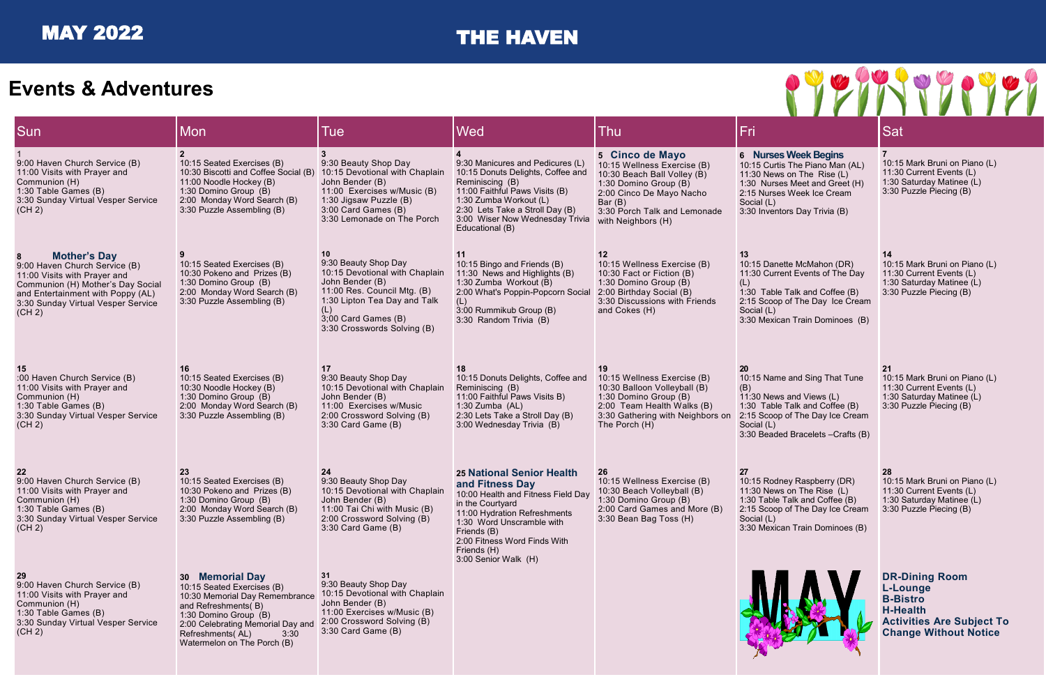# MAY 2022

# THE HAVEN

## Events & Adventures

| Sun | Mon | Tue | Wed | Thu | Fri | Sat |
| --- | --- | --- | --- | --- | --- | --- |
| 1<br>9:00 Haven Church Service (B)<br>11:00 Visits with Prayer and Communion (H)<br>1:30 Table Games (B)<br>3:30 Sunday Virtual Vesper Service (CH 2) | 2<br>10:15 Seated Exercises (B)<br>10:30 Biscotti and Coffee Social (B)<br>11:00 Noodle Hockey (B)<br>1:30 Domino Group (B)<br>2:00 Monday Word Search (B)<br>3:30 Puzzle Assembling (B) | 3<br>9:30 Beauty Shop Day<br>10:15 Devotional with Chaplain John Bender (B)<br>11:00 Exercises w/Music (B)<br>1:30 Jigsaw Puzzle (B)<br>3:00 Card Games (B)<br>3:30 Lemonade on The Porch | 4<br>9:30 Manicures and Pedicures (L)<br>10:15 Donuts Delights, Coffee and Reminiscing (B)<br>11:00 Faithful Paws Visits (B)<br>1:30 Zumba Workout (L)<br>2:30 Lets Take a Stroll Day (B)<br>3:00 Wiser Now Wednesday Trivia Educational (B) | 5 **Cinco de Mayo**<br>10:15 Wellness Exercise (B)<br>10:30 Beach Ball Volley (B)<br>1:30 Domino Group (B)<br>2:00 Cinco De Mayo Nacho Bar (B)<br>3:30 Porch Talk and Lemonade with Neighbors (H) | 6 **Nurses Week Begins**<br>10:15 Curtis The Piano Man (AL)<br>11:30 News on The Rise (L)<br>1:30 Nurses Meet and Greet (H)<br>2:15 Nurses Week Ice Cream Social (L)<br>3:30 Inventors Day Trivia (B) | 7<br>10:15 Mark Bruni on Piano (L)<br>11:30 Current Events (L)<br>1:30 Saturday Matinee (L)<br>3:30 Puzzle Piecing (B) |
| 8 **Mother's Day**<br>9:00 Haven Church Service (B)<br>11:00 Visits with Prayer and Communion (H) Mother's Day Social and Entertainment with Poppy (AL)<br>3:30 Sunday Virtual Vesper Service (CH 2) | 9<br>10:15 Seated Exercises (B)<br>10:30 Pokeno and Prizes (B)<br>1:30 Domino Group (B)<br>2:00 Monday Word Search (B)<br>3:30 Puzzle Assembling (B) | 10<br>9:30 Beauty Shop Day<br>10:15 Devotional with Chaplain John Bender (B)<br>11:00 Res. Council Mtg. (B)<br>1:30 Lipton Tea Day and Talk (L)<br>3;00 Card Games (B)<br>3:30 Crosswords Solving (B) | 11<br>10:15 Bingo and Friends (B)<br>11:30 News and Highlights (B)<br>1:30 Zumba Workout (B)<br>2:00 What's Poppin-Popcorn Social (L)<br>3:00 Rummikub Group (B)<br>3:30 Random Trivia (B) | 12<br>10:15 Wellness Exercise (B)<br>10:30 Fact or Fiction (B)<br>1:30 Domino Group (B)<br>2:00 Birthday Social (B)<br>3:30 Discussions with Friends and Cokes (H) | 13<br>10:15 Danette McMahon (DR)<br>11:30 Current Events of The Day (L)<br>1:30 Table Talk and Coffee (B)<br>2:15 Scoop of The Day Ice Cream Social (L)<br>3:30 Mexican Train Dominoes (B) | 14<br>10:15 Mark Bruni on Piano (L)<br>11:30 Current Events (L)<br>1:30 Saturday Matinee (L)<br>3:30 Puzzle Piecing (B) |
| 15<br>:00 Haven Church Service (B)<br>11:00 Visits with Prayer and Communion (H)<br>1:30 Table Games (B)<br>3:30 Sunday Virtual Vesper Service (CH 2) | 16<br>10:15 Seated Exercises (B)<br>10:30 Noodle Hockey (B)<br>1:30 Domino Group (B)<br>2:00 Monday Word Search (B)<br>3:30 Puzzle Assembling (B) | 17<br>9:30 Beauty Shop Day<br>10:15 Devotional with Chaplain John Bender (B)<br>11:00 Exercises w/Music<br>2:00 Crossword Solving (B)<br>3:30 Card Game (B) | 18<br>10:15 Donuts Delights, Coffee and Reminiscing (B)<br>11:00 Faithful Paws Visits (B)<br>1:30 Zumba (AL)<br>2:30 Lets Take a Stroll Day (B)<br>3:00 Wednesday Trivia (B) | 19<br>10:15 Wellness Exercise (B)<br>10:30 Balloon Volleyball (B)<br>1:30 Domino Group (B)<br>2:00 Team Health Walks (B)<br>3:30 Gathering with Neighbors on The Porch (H) | 20<br>10:15 Name and Sing That Tune (B)<br>11:30 News and Views (L)<br>1:30 Table Talk and Coffee (B)<br>2:15 Scoop of The Day Ice Cream Social (L)<br>3:30 Beaded Bracelets –Crafts (B) | 21<br>10:15 Mark Bruni on Piano (L)<br>11:30 Current Events (L)<br>1:30 Saturday Matinee (L)<br>3:30 Puzzle Piecing (B) |
| 22<br>9:00 Haven Church Service (B)<br>11:00 Visits with Prayer and Communion (H)<br>1:30 Table Games (B)<br>3:30 Sunday Virtual Vesper Service (CH 2) | 23<br>10:15 Seated Exercises (B)<br>10:30 Pokeno and Prizes (B)<br>1:30 Domino Group (B)<br>2:00 Monday Word Search (B)<br>3:30 Puzzle Assembling (B) | 24<br>9:30 Beauty Shop Day<br>10:15 Devotional with Chaplain John Bender (B)<br>11:00 Tai Chi with Music (B)<br>2:00 Crossword Solving (B)<br>3:30 Card Game (B) | 25 **National Senior Health and Fitness Day**<br>10:00 Health and Fitness Field Day in the Courtyard<br>11:00 Hydration Refreshments<br>1:30 Word Unscramble with Friends (B)<br>2:00 Fitness Word Finds With Friends (H)<br>3:00 Senior Walk (H) | 26<br>10:15 Wellness Exercise (B)<br>10:30 Beach Volleyball (B)<br>1:30 Domino Group (B)<br>2:00 Card Games and More (B)<br>3:30 Bean Bag Toss (H) | 27<br>10:15 Rodney Raspberry (DR)<br>11:30 News on The Rise (L)<br>1:30 Table Talk and Coffee (B)<br>2:15 Scoop of The Day Ice Cream Social (L)<br>3:30 Mexican Train Dominoes (B) | 28<br>10:15 Mark Bruni on Piano (L)<br>11:30 Current Events (L)<br>1:30 Saturday Matinee (L)<br>3:30 Puzzle Piecing (B) |
| 29<br>9:00 Haven Church Service (B)<br>11:00 Visits with Prayer and Communion (H)<br>1:30 Table Games (B)<br>3:30 Sunday Virtual Vesper Service (CH 2) | 30 **Memorial Day**<br>10:15 Seated Exercises (B)<br>10:30 Memorial Day Remembrance and Refreshments( B)<br>1:30 Domino Group (B)<br>2:00 Celebrating Memorial Day and Refreshments( AL) 3:30 Watermelon on The Porch (B) | 31<br>9:30 Beauty Shop Day<br>10:15 Devotional with Chaplain John Bender (B)<br>11:00 Exercises w/Music (B)<br>2:00 Crossword Solving (B)<br>3:30 Card Game (B) | | | MAY | **DR-Dining Room**<br>**L-Lounge**<br>**B-Bistro**<br>**H-Health**<br>**Activities Are Subject To Change Without Notice** |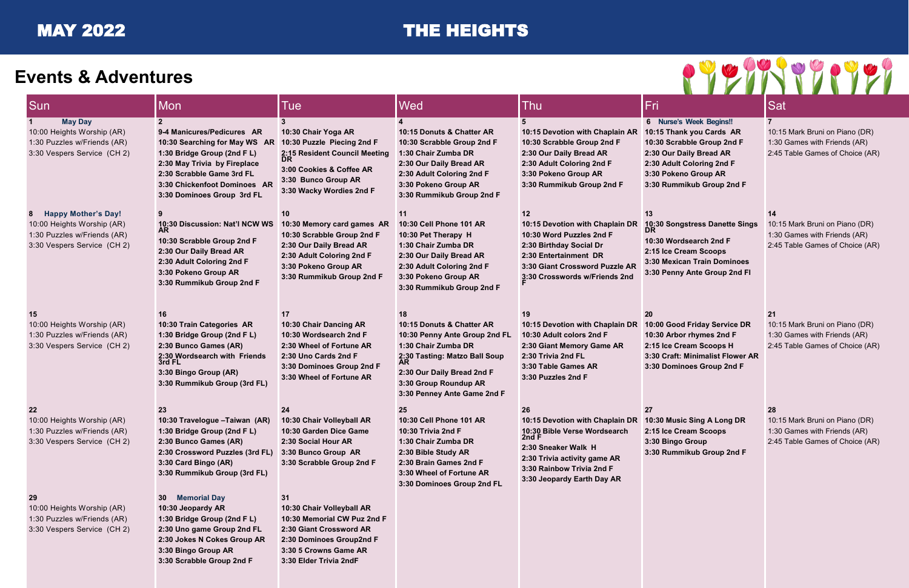# MAY 2022 THE HEIGHTS

## Events & Adventures

| Sun | Mon | Tue | Wed | Thu | Fri | Sat |
|---|---|---|---|---|---|---|
| 1 **May Day**<br>10:00 Heights Worship (AR)<br>1:30 Puzzles w/Friends (AR)<br>3:30 Vespers Service (CH 2) | 2<br>**9-4 Manicures/Pedicures AR**<br>**10:30 Searching for May WS AR**<br>**1:30 Bridge Group (2nd F L)**<br>**2:30 May Trivia by Fireplace**<br>**2:30 Scrabble Game 3rd FL**<br>**3:30 Chickenfoot Dominoes AR**<br>**3:30 Dominoes Group 3rd FL** | 3<br>**10:30 Chair Yoga AR**<br>**10:30 Puzzle Piecing 2nd F**<br>**2:15 Resident Council Meeting DR**<br>**3:00 Cookies & Coffee AR**<br>**3:30 Bunco Group AR**<br>**3:30 Wacky Wordies 2nd F** | 4<br>**10:15 Donuts & Chatter AR**<br>**10:30 Scrabble Group 2nd F**<br>**1:30 Chair Zumba DR**<br>**2:30 Our Daily Bread AR**<br>**2:30 Adult Coloring 2nd F**<br>**3:30 Pokeno Group AR**<br>**3:30 Rummikub Group 2nd F** | 5<br>**10:15 Devotion with Chaplain AR**<br>**2:30 Our Daily Bread AR**<br>**2:30 Adult Coloring 2nd F**<br>**3:30 Pokeno Group AR**<br>**3:30 Rummikub Group 2nd F** | 6 **Nurse's Week Begins!!**<br>**10:15 Thank you Cards AR**<br>**10:30 Scrabble Group 2nd F**<br>**2:30 Our Daily Bread AR**<br>**2:30 Adult Coloring 2nd F**<br>**3:30 Pokeno Group AR**<br>**3:30 Rummikub Group 2nd F** | 7<br>10:15 Mark Bruni on Piano (DR)<br>1:30 Games with Friends (AR)<br>2:45 Table Games of Choice (AR) |
| 8 **Happy Mother's Day!**<br>10:00 Heights Worship (AR)<br>1:30 Puzzles w/Friends (AR)<br>3:30 Vespers Service (CH 2) | 9<br>**10:30 Discussion: Nat'l NCW WS AR**<br>**10:30 Scrabble Group 2nd F**<br>**2:30 Our Daily Bread AR**<br>**2:30 Adult Coloring 2nd F**<br>**3:30 Pokeno Group AR**<br>**3:30 Rummikub Group 2nd F** | 10<br>**10:30 Memory card games AR**<br>**10:30 Scrabble Group 2nd F**<br>**2:30 Our Daily Bread AR**<br>**2:30 Adult Coloring 2nd F**<br>**3:30 Pokeno Group AR**<br>**3:30 Rummikub Group 2nd F** | 11<br>**10:30 Cell Phone 101 AR**<br>**10:30 Pet Therapy H**<br>**1:30 Chair Zumba DR**<br>**2:30 Our Daily Bread AR**<br>**2:30 Adult Coloring 2nd F**<br>**3:30 Pokeno Group AR**<br>**3:30 Rummikub Group 2nd F** | 12<br>**10:15 Devotion with Chaplain DR**<br>**10:30 Word Puzzles 2nd F**<br>**2:30 Birthday Social Dr**<br>**2:30 Entertainment DR**<br>**3:30 Giant Crossword Puzzle AR**<br>**3:30 Crosswords w/Friends 2nd F** | 13<br>**10:30 Songstress Danette Sings DR**<br>**10:30 Wordsearch 2nd F**<br>**2:15 Ice Cream Scoops**<br>**3:30 Mexican Train Dominoes**<br>**3:30 Penny Ante Group 2nd Fl** | 14<br>10:15 Mark Bruni on Piano (DR)<br>1:30 Games with Friends (AR)<br>2:45 Table Games of Choice (AR) |
| 15<br>10:00 Heights Worship (AR)<br>1:30 Puzzles w/Friends (AR)<br>3:30 Vespers Service (CH 2) | 16<br>**10:30 Train Categories AR**<br>**1:30 Bridge Group (2nd F L)**<br>**2:30 Bunco Games (AR)**<br>**2:30 Wordsearch with Friends 3rd FL**<br>**3:30 Bingo Group (AR)**<br>**3:30 Rummikub Group (3rd FL)** | 17<br>**10:30 Chair Dancing AR**<br>**10:30 Wordsearch 2nd F**<br>**2:30 Wheel of Fortune AR**<br>**2:30 Uno Cards 2nd F**<br>**3:30 Dominoes Group 2nd F**<br>**3:30 Wheel of Fortune AR** | 18<br>**10:15 Donuts & Chatter AR**<br>**10:30 Penny Ante Group 2nd FL**<br>**1:30 Chair Zumba DR**<br>**2:30 Tasting: Matzo Ball Soup AR**<br>**2:30 Our Daily Bread 2nd F**<br>**3:30 Group Roundup AR**<br>**3:30 Penney Ante Game 2nd F** | 19<br>**10:15 Devotion with Chaplain DR**<br>**10:30 Adult colors 2nd F**<br>**2:30 Giant Memory Game AR**<br>**2:30 Trivia 2nd FL**<br>**3:30 Table Games AR**<br>**3:30 Puzzles 2nd F** | 20<br>**10:00 Good Friday Service DR**<br>**10:30 Arbor rhymes 2nd F**<br>**2:15 Ice Cream Scoops H**<br>**3:30 Craft: Minimalist Flower AR**<br>**3:30 Dominoes Group 2nd F** | 21<br>10:15 Mark Bruni on Piano (DR)<br>1:30 Games with Friends (AR)<br>2:45 Table Games of Choice (AR) |
| 22<br>10:00 Heights Worship (AR)<br>1:30 Puzzles w/Friends (AR)<br>3:30 Vespers Service (CH 2) | 23<br>**10:30 Travelogue –Taiwan (AR)**<br>**1:30 Bridge Group (2nd F L)**<br>**2:30 Bunco Games (AR)**<br>**2:30 Crossword Puzzles (3rd FL)**<br>**3:30 Card Bingo (AR)**<br>**3:30 Rummikub Group (3rd FL)** | 24<br>**10:30 Chair Volleyball AR**<br>**10:30 Garden Dice Game**<br>**2:30 Social Hour AR**<br>**3:30 Bunco Group AR**<br>**3:30 Scrabble Group 2nd F** | 25<br>**10:30 Cell Phone 101 AR**<br>**10:30 Trivia 2nd F**<br>**1:30 Chair Zumba DR**<br>**2:30 Bible Study AR**<br>**2:30 Brain Games 2nd F**<br>**3:30 Wheel of Fortune AR**<br>**3:30 Dominoes Group 2nd FL** | 26<br>**10:15 Devotion with Chaplain DR**<br>**10:30 Bible Verse Wordsearch 2nd F**<br>**2:30 Sneaker Walk H**<br>**2:30 Trivia activity game AR**<br>**3:30 Rainbow Trivia 2nd F**<br>**3:30 Jeopardy Earth Day AR** | 27<br>**10:30 Music Sing A Long DR**<br>**2:15 Ice Cream Scoops**<br>**3:30 Bingo Group**<br>**3:30 Rummikub Group 2nd F** | 28<br>10:15 Mark Bruni on Piano (DR)<br>1:30 Games with Friends (AR)<br>2:45 Table Games of Choice (AR) |
| 29<br>10:00 Heights Worship (AR)<br>1:30 Puzzles w/Friends (AR)<br>3:30 Vespers Service (CH 2) | 30 **Memorial Day**<br>**10:30 Jeopardy AR**<br>**1:30 Bridge Group (2nd F L)**<br>**2:30 Uno game Group 2nd FL**<br>**2:30 Jokes N Cokes Group AR**<br>**3:30 Bingo Group AR**<br>**3:30 Scrabble Group 2nd F** | 31<br>**10:30 Chair Volleyball AR**<br>**10:30 Memorial CW Puz 2nd F**<br>**2:30 Giant Crossword AR**<br>**2:30 Dominoes Group2nd F**<br>**3:30 5 Crowns Game AR**<br>**3:30 Elder Trivia 2ndF** | | | | |